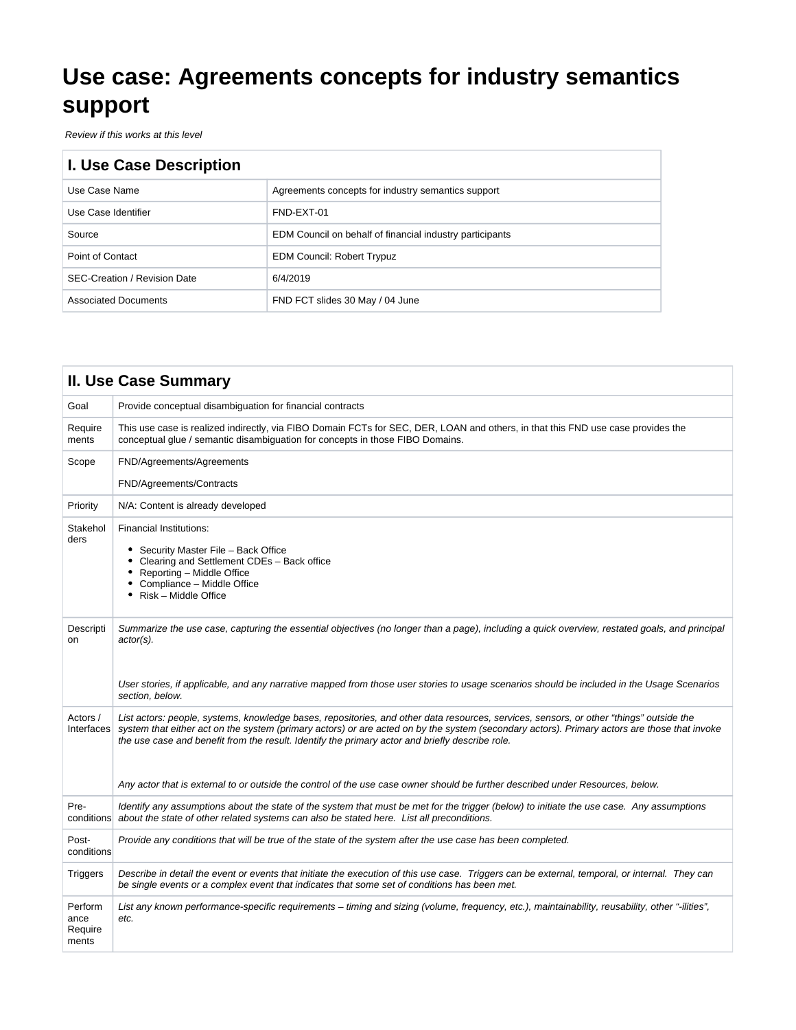# Use case: Agreements concepts for industry semantics support

*Review if this works at this level*

| I. Use Case Description | |
|---|---|
| Use Case Name | Agreements concepts for industry semantics support |
| Use Case Identifier | FND-EXT-01 |
| Source | EDM Council on behalf of financial industry participants |
| Point of Contact | EDM Council: Robert Trypuz |
| SEC-Creation / Revision Date | 6/4/2019 |
| Associated Documents | FND FCT slides 30 May / 04 June |

| II. Use Case Summary | |
|---|---|
| Goal | Provide conceptual disambiguation for financial contracts |
| Requirements | This use case is realized indirectly, via FIBO Domain FCTs for SEC, DER, LOAN and others, in that this FND use case provides the conceptual glue / semantic disambiguation for concepts in those FIBO Domains. |
| Scope | FND/Agreements/Agreements<br><br>FND/Agreements/Contracts |
| Priority | N/A: Content is already developed |
| Stakeholders | Financial Institutions:<br>• Security Master File – Back Office<br>• Clearing and Settlement CDEs – Back office<br>• Reporting – Middle Office<br>• Compliance – Middle Office<br>• Risk – Middle Office |
| Description | *Summarize the use case, capturing the essential objectives (no longer than a page), including a quick overview, restated goals, and principal actor(s).*<br><br>*User stories, if applicable, and any narrative mapped from those user stories to usage scenarios should be included in the Usage Scenarios section, below.* |
| Actors / Interfaces | *List actors: people, systems, knowledge bases, repositories, and other data resources, services, sensors, or other "things" outside the system that either act on the system (primary actors) or are acted on by the system (secondary actors). Primary actors are those that invoke the use case and benefit from the result. Identify the primary actor and briefly describe role.*<br><br>*Any actor that is external to or outside the control of the use case owner should be further described under Resources, below.* |
| Pre-conditions | *Identify any assumptions about the state of the system that must be met for the trigger (below) to initiate the use case. Any assumptions about the state of other related systems can also be stated here. List all preconditions.* |
| Post-conditions | *Provide any conditions that will be true of the state of the system after the use case has been completed.* |
| Triggers | *Describe in detail the event or events that initiate the execution of this use case. Triggers can be external, temporal, or internal. They can be single events or a complex event that indicates that some set of conditions has been met.* |
| Performance Requirements | *List any known performance-specific requirements – timing and sizing (volume, frequency, etc.), maintainability, reusability, other "-ilities", etc.* |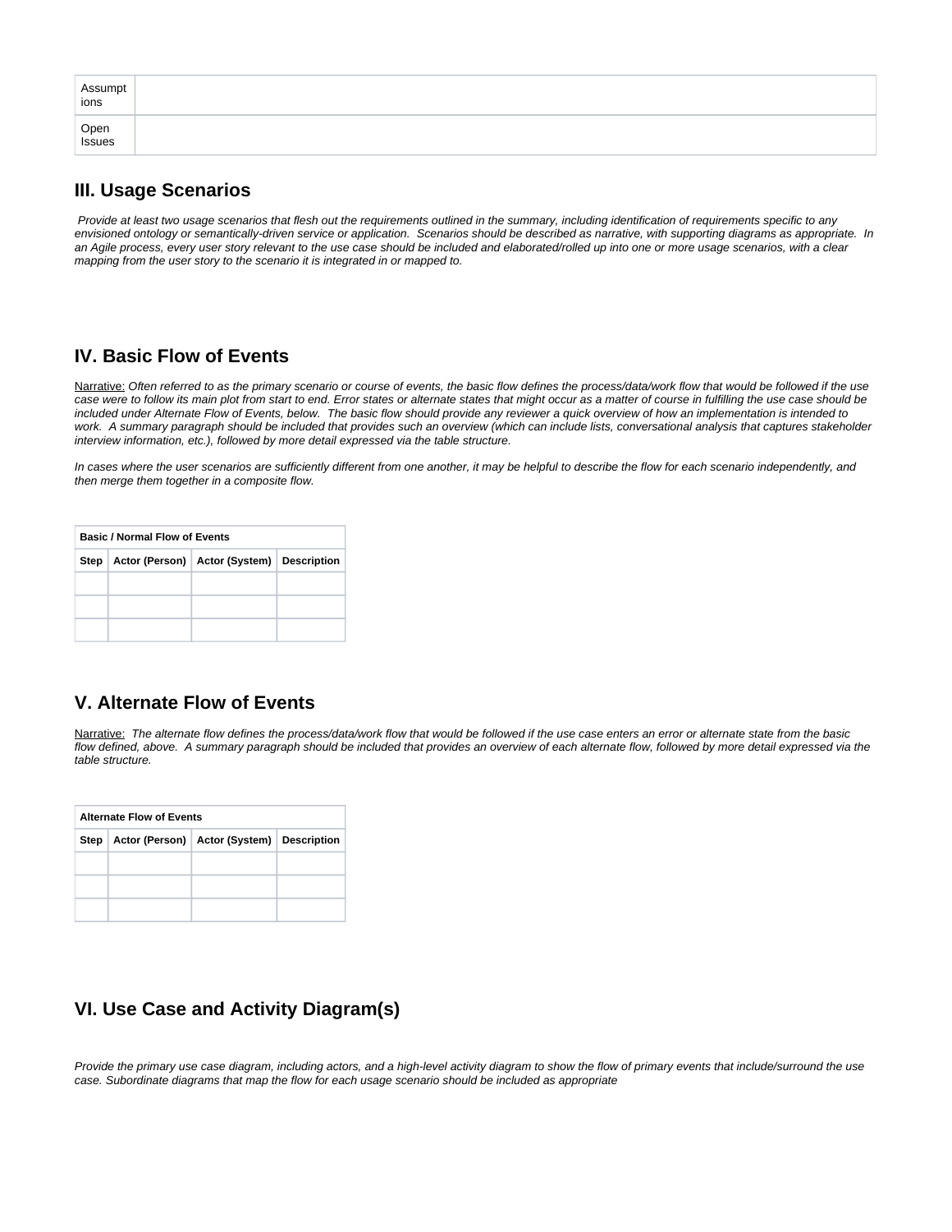| Assumptions | |
|---|---|
| Open Issues | |

## III. Usage Scenarios

*Provide at least two usage scenarios that flesh out the requirements outlined in the summary, including identification of requirements specific to any envisioned ontology or semantically-driven service or application. Scenarios should be described as narrative, with supporting diagrams as appropriate. In an Agile process, every user story relevant to the use case should be included and elaborated/rolled up into one or more usage scenarios, with a clear mapping from the user story to the scenario it is integrated in or mapped to.*

## IV. Basic Flow of Events

Narrative: *Often referred to as the primary scenario or course of events, the basic flow defines the process/data/work flow that would be followed if the use case were to follow its main plot from start to end. Error states or alternate states that might occur as a matter of course in fulfilling the use case should be included under Alternate Flow of Events, below. The basic flow should provide any reviewer a quick overview of how an implementation is intended to work. A summary paragraph should be included that provides such an overview (which can include lists, conversational analysis that captures stakeholder interview information, etc.), followed by more detail expressed via the table structure.*

*In cases where the user scenarios are sufficiently different from one another, it may be helpful to describe the flow for each scenario independently, and then merge them together in a composite flow.*

| **Basic / Normal Flow of Events** | | | |
|---|---|---|---|
| **Step** | **Actor (Person)** | **Actor (System)** | **Description** |
| | | | |
| | | | |
| | | | |

## V. Alternate Flow of Events

Narrative: *The alternate flow defines the process/data/work flow that would be followed if the use case enters an error or alternate state from the basic flow defined, above. A summary paragraph should be included that provides an overview of each alternate flow, followed by more detail expressed via the table structure.*

| **Alternate Flow of Events** | | | |
|---|---|---|---|
| **Step** | **Actor (Person)** | **Actor (System)** | **Description** |
| | | | |
| | | | |
| | | | |

## VI. Use Case and Activity Diagram(s)

*Provide the primary use case diagram, including actors, and a high-level activity diagram to show the flow of primary events that include/surround the use case. Subordinate diagrams that map the flow for each usage scenario should be included as appropriate*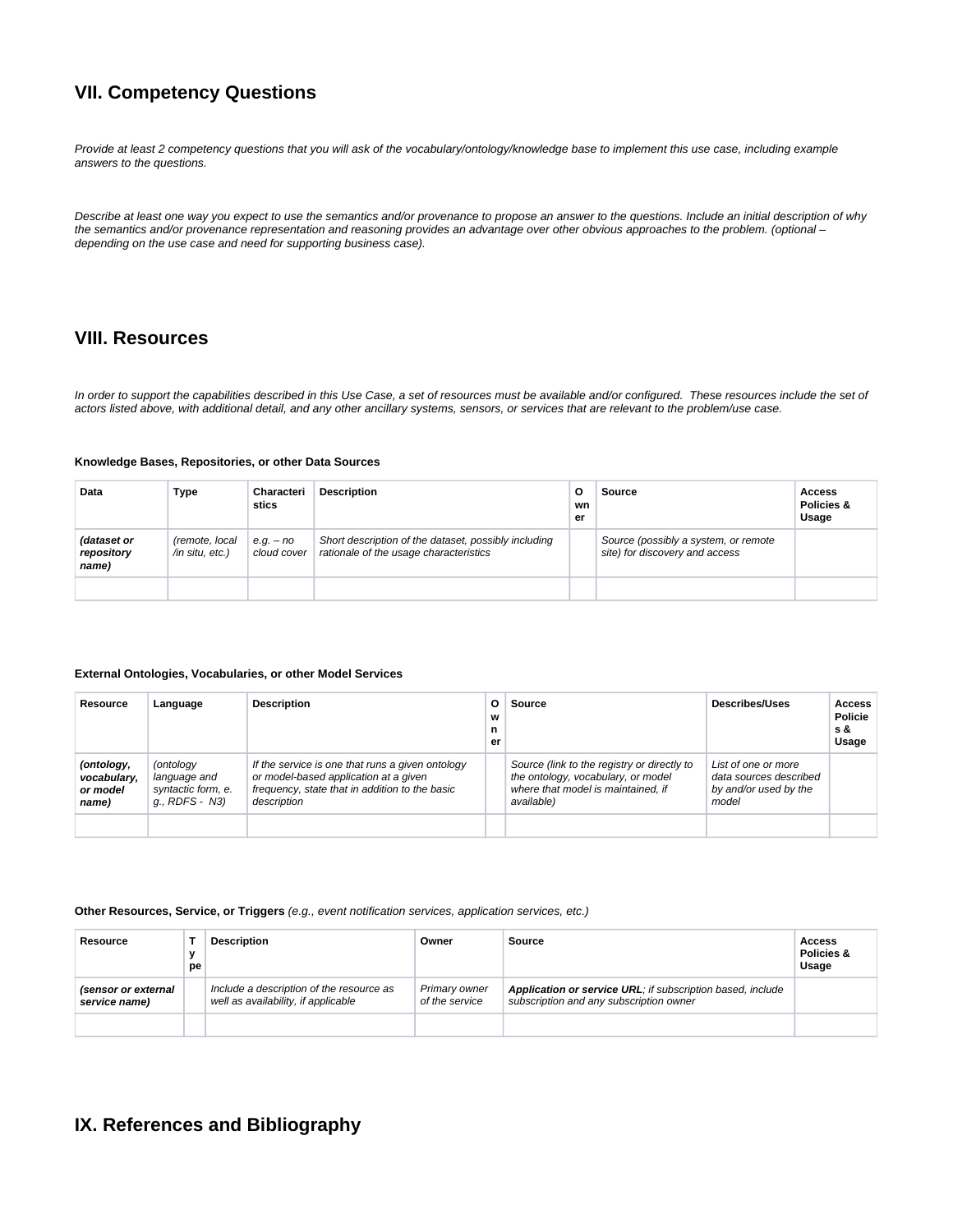## VII. Competency Questions

*Provide at least 2 competency questions that you will ask of the vocabulary/ontology/knowledge base to implement this use case, including example answers to the questions.*

*Describe at least one way you expect to use the semantics and/or provenance to propose an answer to the questions. Include an initial description of why the semantics and/or provenance representation and reasoning provides an advantage over other obvious approaches to the problem. (optional – depending on the use case and need for supporting business case).*

## VIII. Resources

*In order to support the capabilities described in this Use Case, a set of resources must be available and/or configured. These resources include the set of actors listed above, with additional detail, and any other ancillary systems, sensors, or services that are relevant to the problem/use case.*

**Knowledge Bases, Repositories, or other Data Sources**

| Data | Type | Characteristics | Description | Owner | Source | Access Policies & Usage |
|---|---|---|---|---|---|---|
| ***(dataset or repository name)*** | *(remote, local /in situ, etc.)* | *e.g. – no cloud cover* | *Short description of the dataset, possibly including rationale of the usage characteristics* | | *Source (possibly a system, or remote site) for discovery and access* | |
| | | | | | | |

**External Ontologies, Vocabularies, or other Model Services**

| Resource | Language | Description | Owner | Source | Describes/Uses | Access Policies & Usage |
|---|---|---|---|---|---|---|
| ***(ontology, vocabulary, or model name)*** | *(ontology language and syntactic form, e. g., RDFS - N3)* | *If the service is one that runs a given ontology or model-based application at a given frequency, state that in addition to the basic description* | | *Source (link to the registry or directly to the ontology, vocabulary, or model where that model is maintained, if available)* | *List of one or more data sources described by and/or used by the model* | |
| | | | | | | |

**Other Resources, Service, or Triggers** *(e.g., event notification services, application services, etc.)*

| Resource | Type | Description | Owner | Source | Access Policies & Usage |
|---|---|---|---|---|---|
| ***(sensor or external service name)*** | | *Include a description of the resource as well as availability, if applicable* | *Primary owner of the service* | ***Application or service URL****; if subscription based, include subscription and any subscription owner* | |
| | | | | | |

## IX. References and Bibliography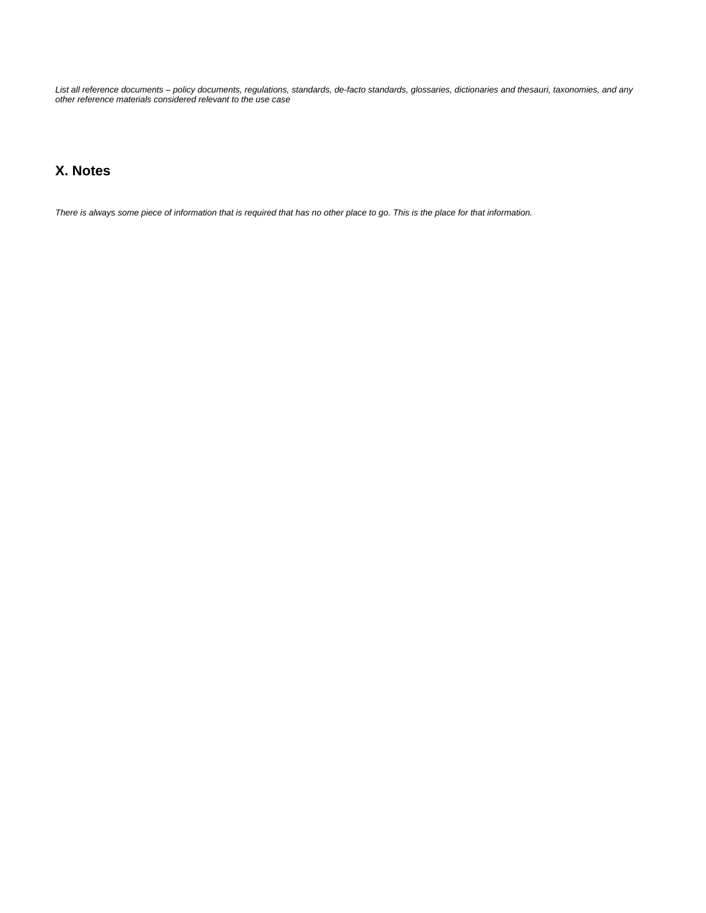*List all reference documents – policy documents, regulations, standards, de-facto standards, glossaries, dictionaries and thesauri, taxonomies, and any other reference materials considered relevant to the use case*

## X. Notes

*There is always some piece of information that is required that has no other place to go. This is the place for that information.*